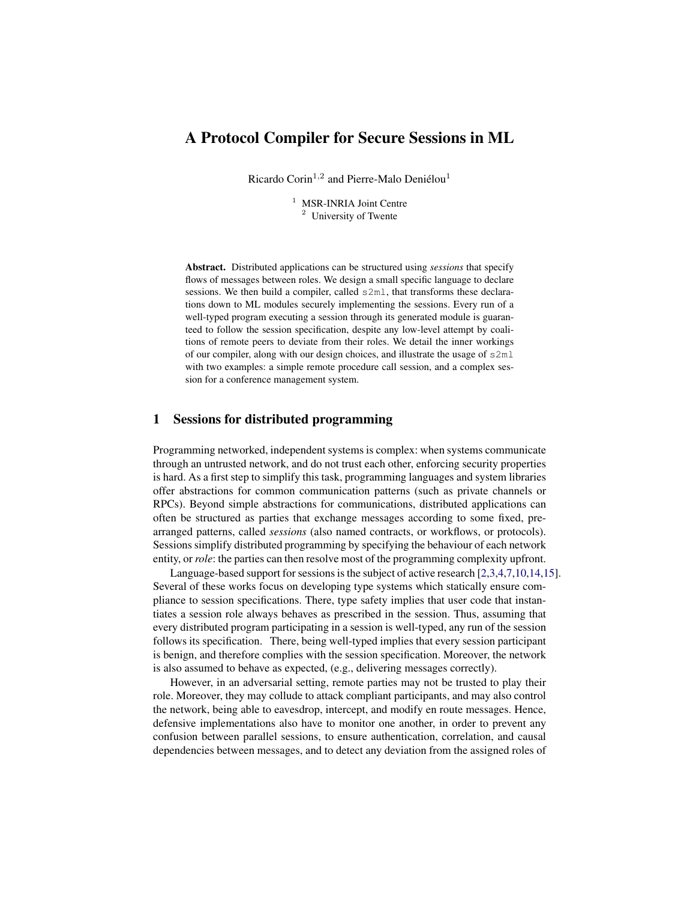# A Protocol Compiler for Secure Sessions in ML

Ricardo Corin[1,2] and Pierre-Malo Deniélou[1]

[1] MSR-INRIA Joint Centre
[2] University of Twente

**Abstract.** Distributed applications can be structured using *sessions* that specify flows of messages between roles. We design a small specific language to declare sessions. We then build a compiler, called `s2ml`, that transforms these declarations down to ML modules securely implementing the sessions. Every run of a well-typed program executing a session through its generated module is guaranteed to follow the session specification, despite any low-level attempt by coalitions of remote peers to deviate from their roles. We detail the inner workings of our compiler, along with our design choices, and illustrate the usage of `s2ml` with two examples: a simple remote procedure call session, and a complex session for a conference management system.

## 1 Sessions for distributed programming

Programming networked, independent systems is complex: when systems communicate through an untrusted network, and do not trust each other, enforcing security properties is hard. As a first step to simplify this task, programming languages and system libraries offer abstractions for common communication patterns (such as private channels or RPCs). Beyond simple abstractions for communications, distributed applications can often be structured as parties that exchange messages according to some fixed, prearranged patterns, called *sessions* (also named contracts, or workflows, or protocols). Sessions simplify distributed programming by specifying the behaviour of each network entity, or *role*: the parties can then resolve most of the programming complexity upfront.

Language-based support for sessions is the subject of active research [2,3,4,7,10,14,15]. Several of these works focus on developing type systems which statically ensure compliance to session specifications. There, type safety implies that user code that instantiates a session role always behaves as prescribed in the session. Thus, assuming that every distributed program participating in a session is well-typed, any run of the session follows its specification. There, being well-typed implies that every session participant is benign, and therefore complies with the session specification. Moreover, the network is also assumed to behave as expected, (e.g., delivering messages correctly).

However, in an adversarial setting, remote parties may not be trusted to play their role. Moreover, they may collude to attack compliant participants, and may also control the network, being able to eavesdrop, intercept, and modify en route messages. Hence, defensive implementations also have to monitor one another, in order to prevent any confusion between parallel sessions, to ensure authentication, correlation, and causal dependencies between messages, and to detect any deviation from the assigned roles of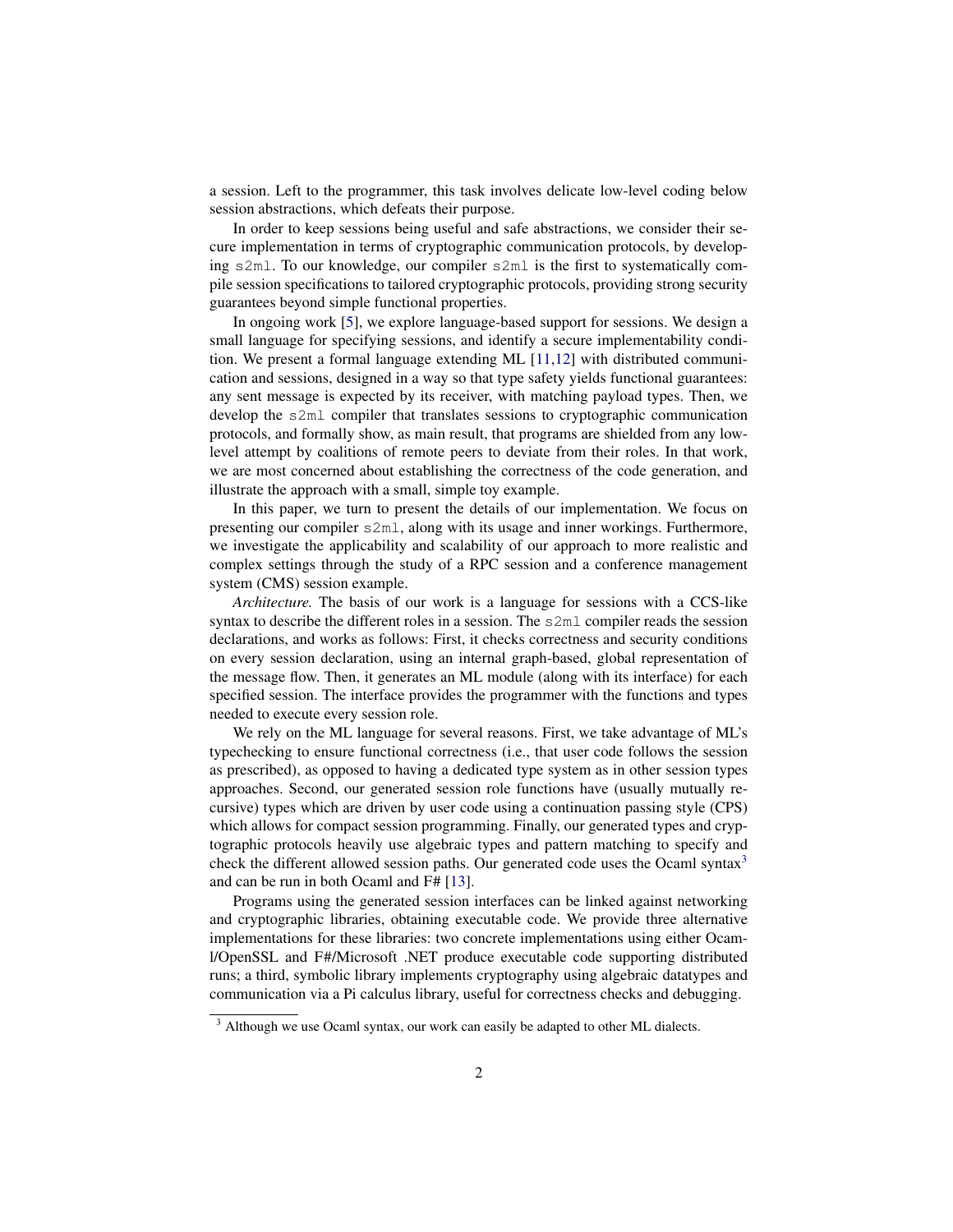a session. Left to the programmer, this task involves delicate low-level coding below session abstractions, which defeats their purpose.

In order to keep sessions being useful and safe abstractions, we consider their secure implementation in terms of cryptographic communication protocols, by developing `s2ml`. To our knowledge, our compiler `s2ml` is the first to systematically compile session specifications to tailored cryptographic protocols, providing strong security guarantees beyond simple functional properties.

In ongoing work [5], we explore language-based support for sessions. We design a small language for specifying sessions, and identify a secure implementability condition. We present a formal language extending ML [11,12] with distributed communication and sessions, designed in a way so that type safety yields functional guarantees: any sent message is expected by its receiver, with matching payload types. Then, we develop the `s2ml` compiler that translates sessions to cryptographic communication protocols, and formally show, as main result, that programs are shielded from any low-level attempt by coalitions of remote peers to deviate from their roles. In that work, we are most concerned about establishing the correctness of the code generation, and illustrate the approach with a small, simple toy example.

In this paper, we turn to present the details of our implementation. We focus on presenting our compiler `s2ml`, along with its usage and inner workings. Furthermore, we investigate the applicability and scalability of our approach to more realistic and complex settings through the study of a RPC session and a conference management system (CMS) session example.

*Architecture.* The basis of our work is a language for sessions with a CCS-like syntax to describe the different roles in a session. The `s2ml` compiler reads the session declarations, and works as follows: First, it checks correctness and security conditions on every session declaration, using an internal graph-based, global representation of the message flow. Then, it generates an ML module (along with its interface) for each specified session. The interface provides the programmer with the functions and types needed to execute every session role.

We rely on the ML language for several reasons. First, we take advantage of ML's typechecking to ensure functional correctness (i.e., that user code follows the session as prescribed), as opposed to having a dedicated type system as in other session types approaches. Second, our generated session role functions have (usually mutually recursive) types which are driven by user code using a continuation passing style (CPS) which allows for compact session programming. Finally, our generated types and cryptographic protocols heavily use algebraic types and pattern matching to specify and check the different allowed session paths. Our generated code uses the Ocaml syntax[3] and can be run in both Ocaml and F# [13].

Programs using the generated session interfaces can be linked against networking and cryptographic libraries, obtaining executable code. We provide three alternative implementations for these libraries: two concrete implementations using either Ocaml/OpenSSL and F#/Microsoft .NET produce executable code supporting distributed runs; a third, symbolic library implements cryptography using algebraic datatypes and communication via a Pi calculus library, useful for correctness checks and debugging.

[3] Although we use Ocaml syntax, our work can easily be adapted to other ML dialects.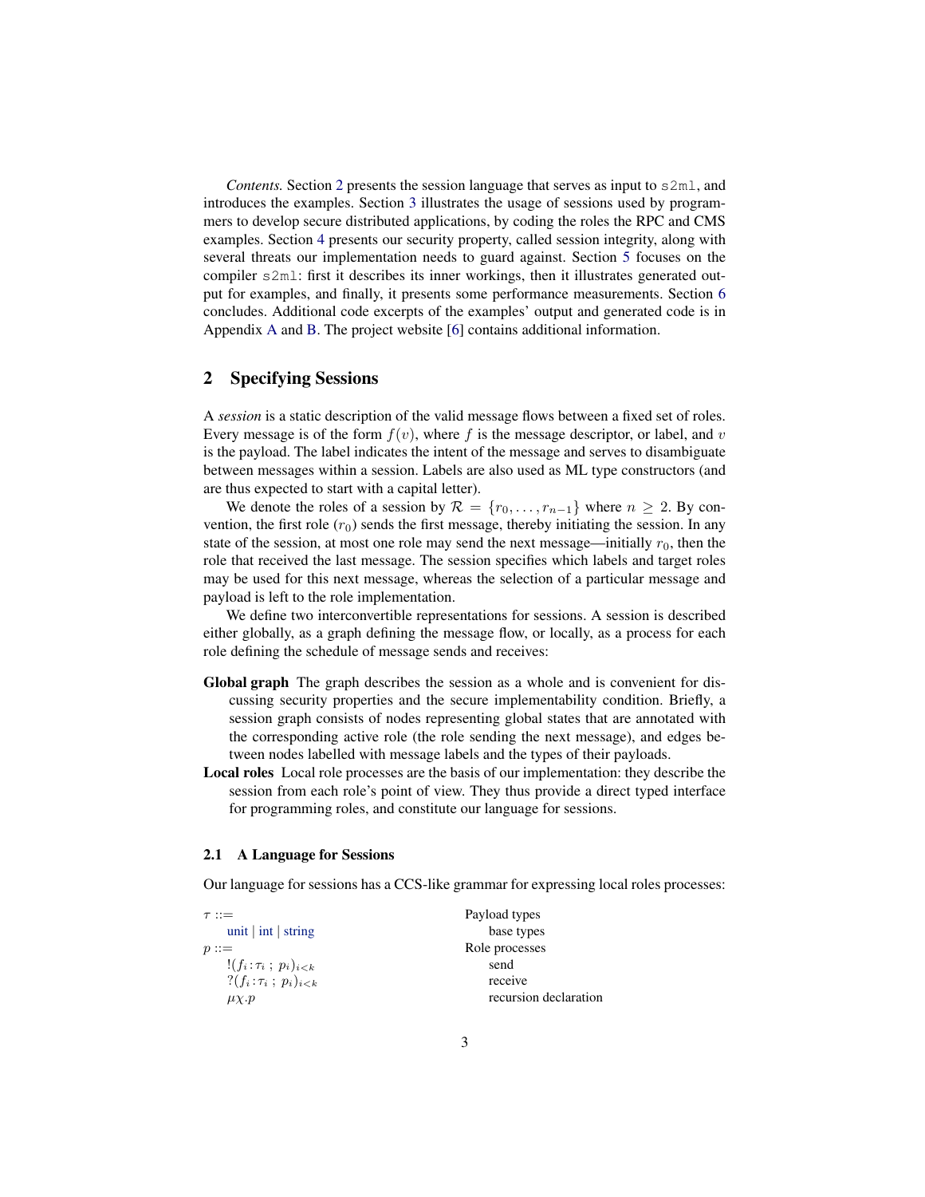*Contents.* Section 2 presents the session language that serves as input to `s2ml`, and introduces the examples. Section 3 illustrates the usage of sessions used by programmers to develop secure distributed applications, by coding the roles the RPC and CMS examples. Section 4 presents our security property, called session integrity, along with several threats our implementation needs to guard against. Section 5 focuses on the compiler `s2ml`: first it describes its inner workings, then it illustrates generated output for examples, and finally, it presents some performance measurements. Section 6 concludes. Additional code excerpts of the examples' output and generated code is in Appendix A and B. The project website [6] contains additional information.

## 2 Specifying Sessions

A *session* is a static description of the valid message flows between a fixed set of roles. Every message is of the form $f(v)$, where $f$ is the message descriptor, or label, and $v$ is the payload. The label indicates the intent of the message and serves to disambiguate between messages within a session. Labels are also used as ML type constructors (and are thus expected to start with a capital letter).

We denote the roles of a session by $\mathcal{R} = \{r_0, \ldots, r_{n-1}\}$ where $n \geq 2$. By convention, the first role ($r_0$) sends the first message, thereby initiating the session. In any state of the session, at most one role may send the next message—initially $r_0$, then the role that received the last message. The session specifies which labels and target roles may be used for this next message, whereas the selection of a particular message and payload is left to the role implementation.

We define two interconvertible representations for sessions. A session is described either globally, as a graph defining the message flow, or locally, as a process for each role defining the schedule of message sends and receives:

**Global graph** The graph describes the session as a whole and is convenient for discussing security properties and the secure implementability condition. Briefly, a session graph consists of nodes representing global states that are annotated with the corresponding active role (the role sending the next message), and edges between nodes labelled with message labels and the types of their payloads.

**Local roles** Local role processes are the basis of our implementation: they describe the session from each role's point of view. They thus provide a direct typed interface for programming roles, and constitute our language for sessions.

### 2.1 A Language for Sessions

Our language for sessions has a CCS-like grammar for expressing local roles processes:

| | |
|---|---|
| $\tau ::=$ | Payload types |
| unit \| int \| string | base types |
| $p ::=$ | Role processes |
| $!(f_i : \tau_i \; ; \; p_i)_{i<k}$ | send |
| $?(f_i : \tau_i \; ; \; p_i)_{i<k}$ | receive |
| $\mu\chi.p$ | recursion declaration |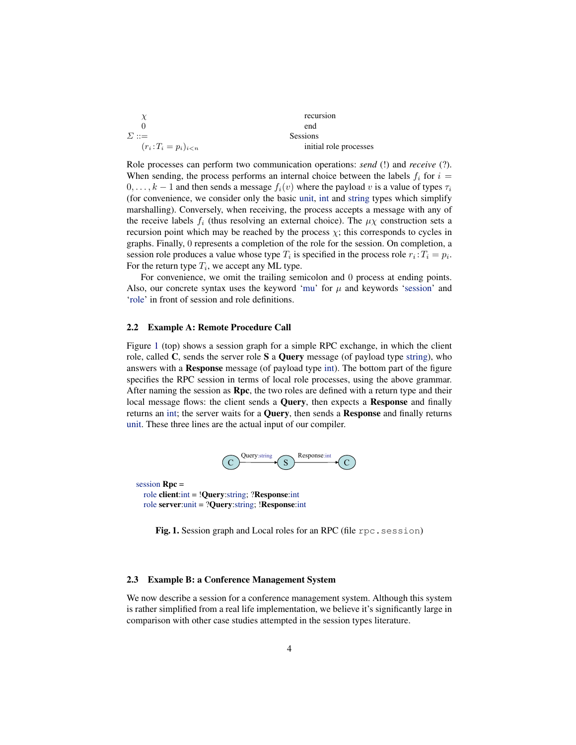| | | |
|---|---|---|
| | $\chi$ | recursion |
| | $0$ | end |
| $\Sigma$ ::= | | Sessions |
| | $(r_i\!:\!T_i = p_i)_{i<n}$ | initial role processes |

Role processes can perform two communication operations: ***send*** (!) and ***receive*** (?). When sending, the process performs an internal choice between the labels $f_i$ for $i = 0, \ldots, k-1$ and then sends a message $f_i(v)$ where the payload $v$ is a value of types $\tau_i$ (for convenience, we consider only the basic unit, int and string types which simplify marshalling). Conversely, when receiving, the process accepts a message with any of the receive labels $f_i$ (thus resolving an external choice). The $\mu\chi$ construction sets a recursion point which may be reached by the process $\chi$; this corresponds to cycles in graphs. Finally, $0$ represents a completion of the role for the session. On completion, a session role produces a value whose type $T_i$ is specified in the process role $r_i\!:\!T_i = p_i$. For the return type $T_i$, we accept any ML type.

For convenience, we omit the trailing semicolon and $0$ process at ending points. Also, our concrete syntax uses the keyword 'mu' for $\mu$ and keywords 'session' and 'role' in front of session and role definitions.

### 2.2 Example A: Remote Procedure Call

Figure 1 (top) shows a session graph for a simple RPC exchange, in which the client role, called **C**, sends the server role **S** a **Query** message (of payload type string), who answers with a **Response** message (of payload type int). The bottom part of the figure specifies the RPC session in terms of local role processes, using the above grammar. After naming the session as **Rpc**, the two roles are defined with a return type and their local message flows: the client sends a **Query**, then expects a **Response** and finally returns an int; the server waits for a **Query**, then sends a **Response** and finally returns unit. These three lines are the actual input of our compiler.

C —Query:string→ S —Response:int→ C

```
session Rpc =
  role client:int = !Query:string; ?Response:int
  role server:unit = ?Query:string; !Response:int
```

**Fig. 1.** Session graph and Local roles for an RPC (file `rpc.session`)

### 2.3 Example B: a Conference Management System

We now describe a session for a conference management system. Although this system is rather simplified from a real life implementation, we believe it's significantly large in comparison with other case studies attempted in the session types literature.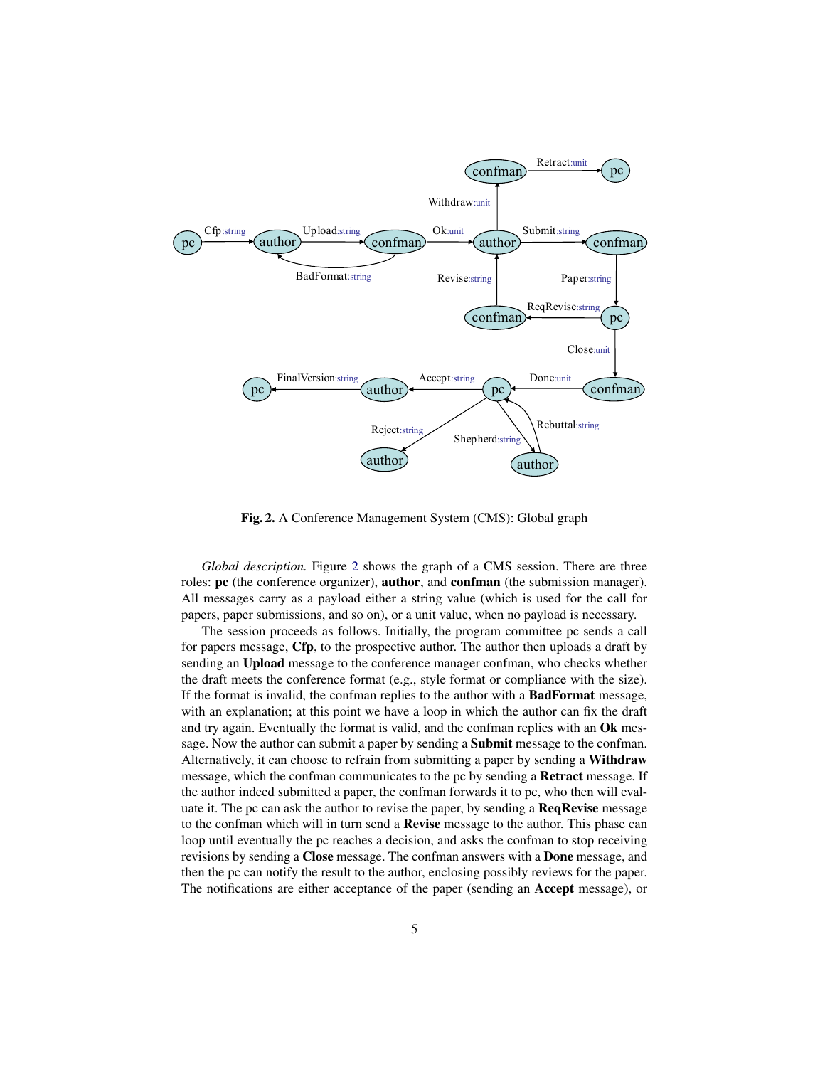pc
Cfp:string
author
Upload:string
confman
BadFormat:string
Ok:unit
author
Withdraw:unit
confman
Retract:unit
pc
Submit:string
confman
Paper:string
pc
ReqRevise:string
confman
Revise:string
Close:unit
confman
Done:unit
pc
Accept:string
author
FinalVersion:string
pc
Reject:string
author
Shepherd:string
author
Rebuttal:string

**Fig. 2.** A Conference Management System (CMS): Global graph

*Global description.* Figure 2 shows the graph of a CMS session. There are three roles: **pc** (the conference organizer), **author**, and **confman** (the submission manager). All messages carry as a payload either a string value (which is used for the call for papers, paper submissions, and so on), or a unit value, when no payload is necessary.

The session proceeds as follows. Initially, the program committee pc sends a call for papers message, **Cfp**, to the prospective author. The author then uploads a draft by sending an **Upload** message to the conference manager confman, who checks whether the draft meets the conference format (e.g., style format or compliance with the size). If the format is invalid, the confman replies to the author with a **BadFormat** message, with an explanation; at this point we have a loop in which the author can fix the draft and try again. Eventually the format is valid, and the confman replies with an **Ok** message. Now the author can submit a paper by sending a **Submit** message to the confman. Alternatively, it can choose to refrain from submitting a paper by sending a **Withdraw** message, which the confman communicates to the pc by sending a **Retract** message. If the author indeed submitted a paper, the confman forwards it to pc, who then will evaluate it. The pc can ask the author to revise the paper, by sending a **ReqRevise** message to the confman which will in turn send a **Revise** message to the author. This phase can loop until eventually the pc reaches a decision, and asks the confman to stop receiving revisions by sending a **Close** message. The confman answers with a **Done** message, and then the pc can notify the result to the author, enclosing possibly reviews for the paper. The notifications are either acceptance of the paper (sending an **Accept** message), or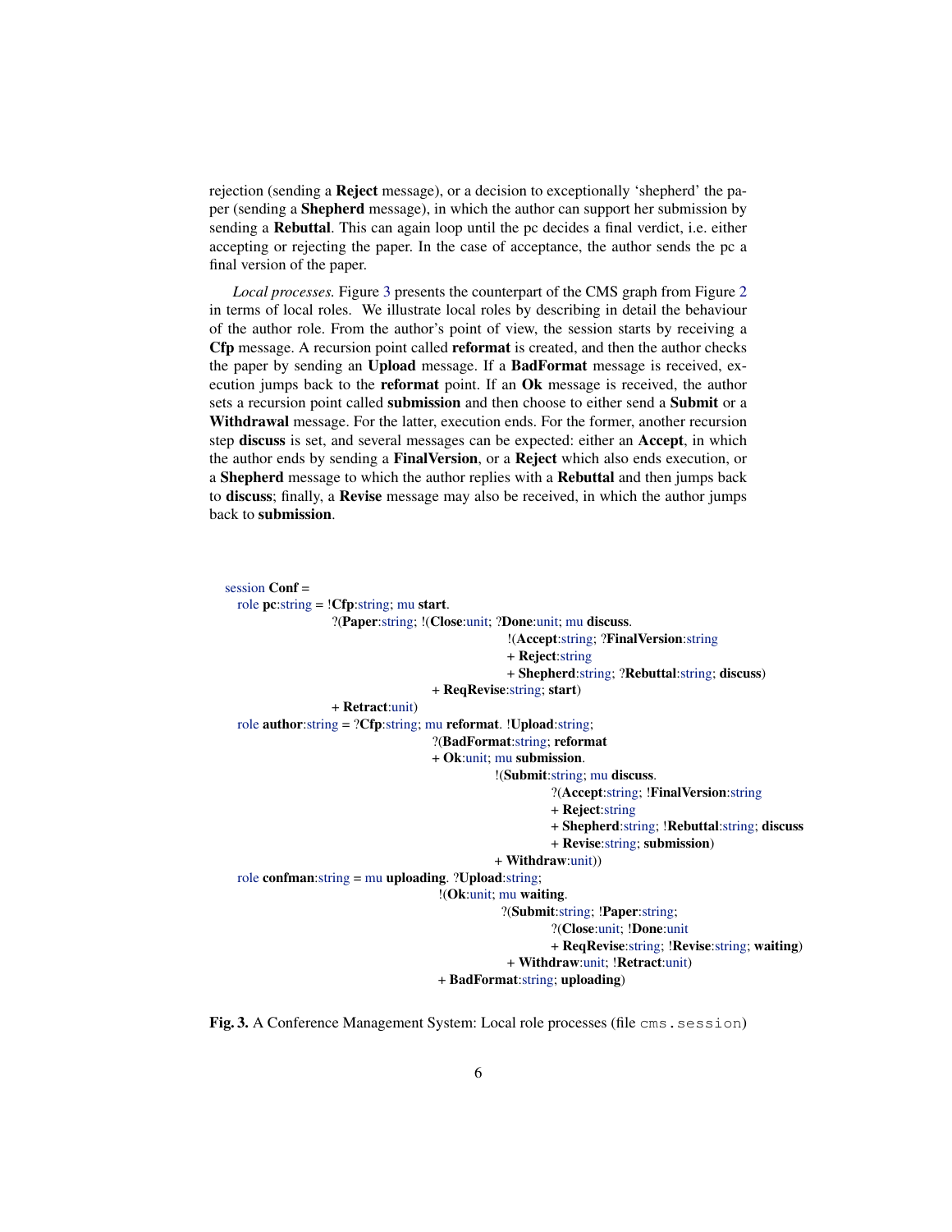rejection (sending a **Reject** message), or a decision to exceptionally 'shepherd' the paper (sending a **Shepherd** message), in which the author can support her submission by sending a **Rebuttal**. This can again loop until the pc decides a final verdict, i.e. either accepting or rejecting the paper. In the case of acceptance, the author sends the pc a final version of the paper.

*Local processes.* Figure 3 presents the counterpart of the CMS graph from Figure 2 in terms of local roles. We illustrate local roles by describing in detail the behaviour of the author role. From the author's point of view, the session starts by receiving a **Cfp** message. A recursion point called **reformat** is created, and then the author checks the paper by sending an **Upload** message. If a **BadFormat** message is received, execution jumps back to the **reformat** point. If an **Ok** message is received, the author sets a recursion point called **submission** and then choose to either send a **Submit** or a **Withdrawal** message. For the latter, execution ends. For the former, another recursion step **discuss** is set, and several messages can be expected: either an **Accept**, in which the author ends by sending a **FinalVersion**, or a **Reject** which also ends execution, or a **Shepherd** message to which the author replies with a **Rebuttal** and then jumps back to **discuss**; finally, a **Revise** message may also be received, in which the author jumps back to **submission**.

```
session Conf =
  role pc:string = !Cfp:string; mu start.
                  ?(Paper:string; !(Close:unit; ?Done:unit; mu discuss.
                                              !(Accept:string; ?FinalVersion:string
                                              + Reject:string
                                              + Shepherd:string; ?Rebuttal:string; discuss)
                                   + ReqRevise:string; start)
                  + Retract:unit)
  role author:string = ?Cfp:string; mu reformat. !Upload:string;
                                   ?(BadFormat:string; reformat
                                   + Ok:unit; mu submission.
                                              !(Submit:string; mu discuss.
                                                       ?(Accept:string; !FinalVersion:string
                                                       + Reject:string
                                                       + Shepherd:string; !Rebuttal:string; discuss
                                                       + Revise:string; submission)
                                              + Withdraw:unit))
  role confman:string = mu uploading. ?Upload:string;
                                    !(Ok:unit; mu waiting.
                                               ?(Submit:string; !Paper:string;
                                                       ?(Close:unit; !Done:unit
                                                       + ReqRevise:string; !Revise:string; waiting)
                                               + Withdraw:unit; !Retract:unit)
                                    + BadFormat:string; uploading)
```

**Fig. 3.** A Conference Management System: Local role processes (file `cms.session`)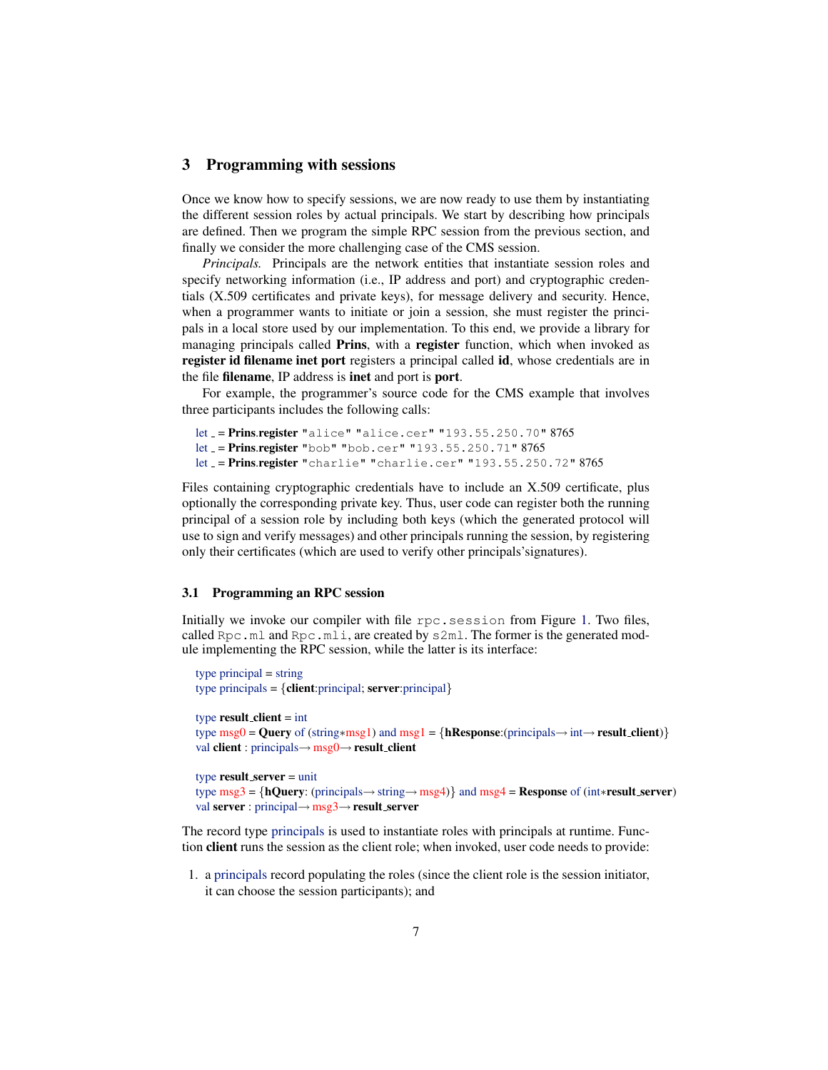## 3 Programming with sessions

Once we know how to specify sessions, we are now ready to use them by instantiating the different session roles by actual principals. We start by describing how principals are defined. Then we program the simple RPC session from the previous section, and finally we consider the more challenging case of the CMS session.

*Principals.* Principals are the network entities that instantiate session roles and specify networking information (i.e., IP address and port) and cryptographic credentials (X.509 certificates and private keys), for message delivery and security. Hence, when a programmer wants to initiate or join a session, she must register the principals in a local store used by our implementation. To this end, we provide a library for managing principals called **Prins**, with a **register** function, which when invoked as **register id filename inet port** registers a principal called **id**, whose credentials are in the file **filename**, IP address is **inet** and port is **port**.

For example, the programmer's source code for the CMS example that involves three participants includes the following calls:

```
let _ = Prins.register "alice" "alice.cer" "193.55.250.70" 8765
let _ = Prins.register "bob" "bob.cer" "193.55.250.71" 8765
let _ = Prins.register "charlie" "charlie.cer" "193.55.250.72" 8765
```

Files containing cryptographic credentials have to include an X.509 certificate, plus optionally the corresponding private key. Thus, user code can register both the running principal of a session role by including both keys (which the generated protocol will use to sign and verify messages) and other principals running the session, by registering only their certificates (which are used to verify other principals'signatures).

### 3.1 Programming an RPC session

Initially we invoke our compiler with file `rpc.session` from Figure 1. Two files, called `Rpc.ml` and `Rpc.mli`, are created by `s2ml`. The former is the generated module implementing the RPC session, while the latter is its interface:

```
type principal = string
type principals = {client:principal; server:principal}

type result_client = int
type msg0 = Query of (string*msg1) and msg1 = {hResponse:(principals→ int→ result_client)}
val client : principals→ msg0→ result_client

type result_server = unit
type msg3 = {hQuery: (principals→ string→ msg4)} and msg4 = Response of (int*result_server)
val server : principal→ msg3→ result_server
```

The record type principals is used to instantiate roles with principals at runtime. Function **client** runs the session as the client role; when invoked, user code needs to provide:

1. a principals record populating the roles (since the client role is the session initiator, it can choose the session participants); and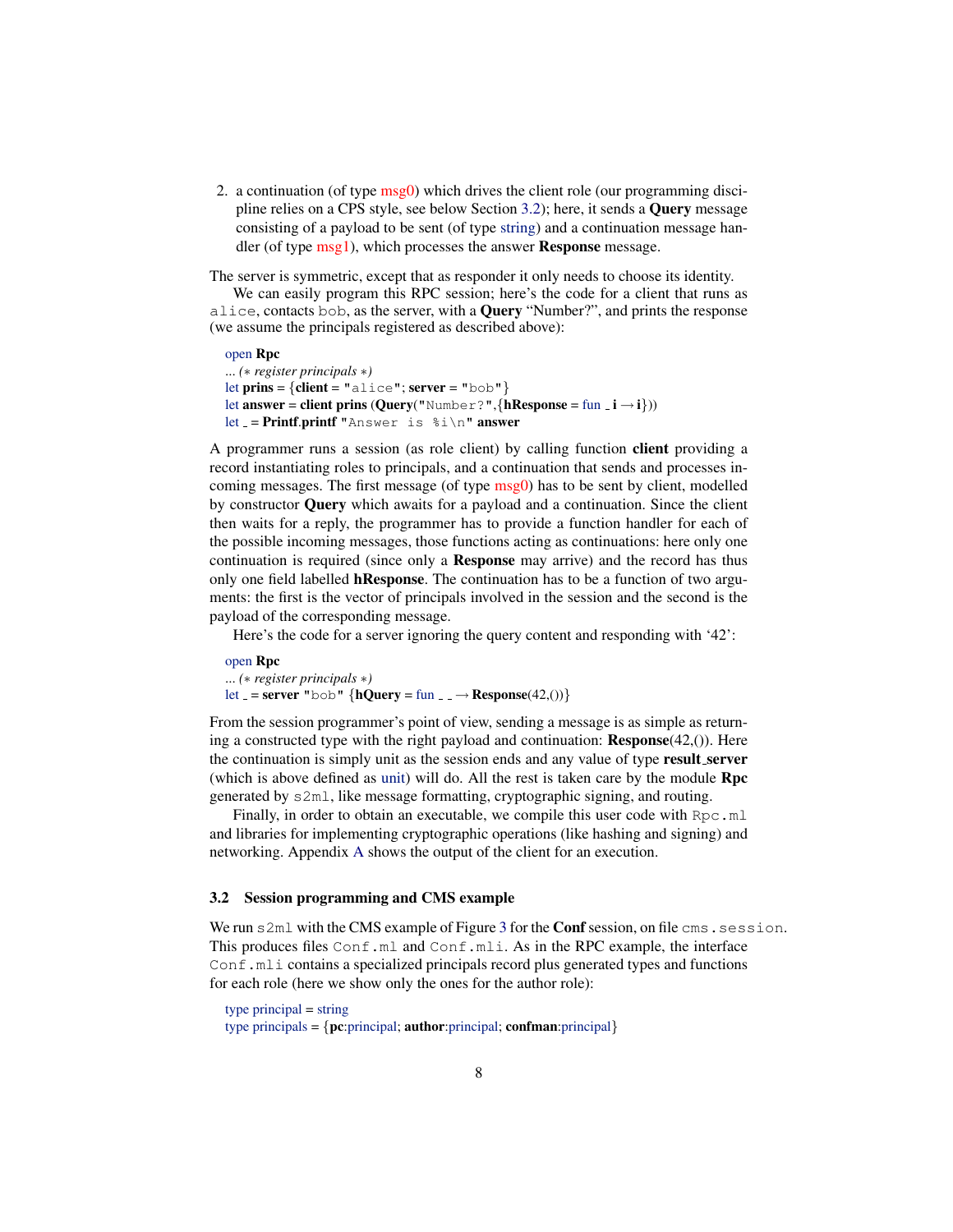2. a continuation (of type msg0) which drives the client role (our programming discipline relies on a CPS style, see below Section 3.2); here, it sends a **Query** message consisting of a payload to be sent (of type string) and a continuation message handler (of type msg1), which processes the answer **Response** message.

The server is symmetric, except that as responder it only needs to choose its identity.

We can easily program this RPC session; here's the code for a client that runs as `alice`, contacts `bob`, as the server, with a **Query** "Number?", and prints the response (we assume the principals registered as described above):

```
open Rpc
... (* register principals *)
let prins = {client = "alice"; server = "bob"}
let answer = client prins (Query("Number?",{hResponse = fun _ i → i}))
let _ = Printf.printf "Answer is %i\n" answer
```

A programmer runs a session (as role client) by calling function **client** providing a record instantiating roles to principals, and a continuation that sends and processes incoming messages. The first message (of type msg0) has to be sent by client, modelled by constructor **Query** which awaits for a payload and a continuation. Since the client then waits for a reply, the programmer has to provide a function handler for each of the possible incoming messages, those functions acting as continuations: here only one continuation is required (since only a **Response** may arrive) and the record has thus only one field labelled **hResponse**. The continuation has to be a function of two arguments: the first is the vector of principals involved in the session and the second is the payload of the corresponding message.

Here's the code for a server ignoring the query content and responding with '42':

```
open Rpc
... (* register principals *)
let _ = server "bob" {hQuery = fun _ _ → Response(42,())}
```

From the session programmer's point of view, sending a message is as simple as returning a constructed type with the right payload and continuation: **Response**(42,()). Here the continuation is simply unit as the session ends and any value of type **result_server** (which is above defined as unit) will do. All the rest is taken care by the module **Rpc** generated by `s2ml`, like message formatting, cryptographic signing, and routing.

Finally, in order to obtain an executable, we compile this user code with `Rpc.ml` and libraries for implementing cryptographic operations (like hashing and signing) and networking. Appendix A shows the output of the client for an execution.

### 3.2 Session programming and CMS example

We run `s2ml` with the CMS example of Figure 3 for the **Conf** session, on file `cms.session`. This produces files `Conf.ml` and `Conf.mli`. As in the RPC example, the interface `Conf.mli` contains a specialized principals record plus generated types and functions for each role (here we show only the ones for the author role):

```
type principal = string
type principals = {pc:principal; author:principal; confman:principal}
```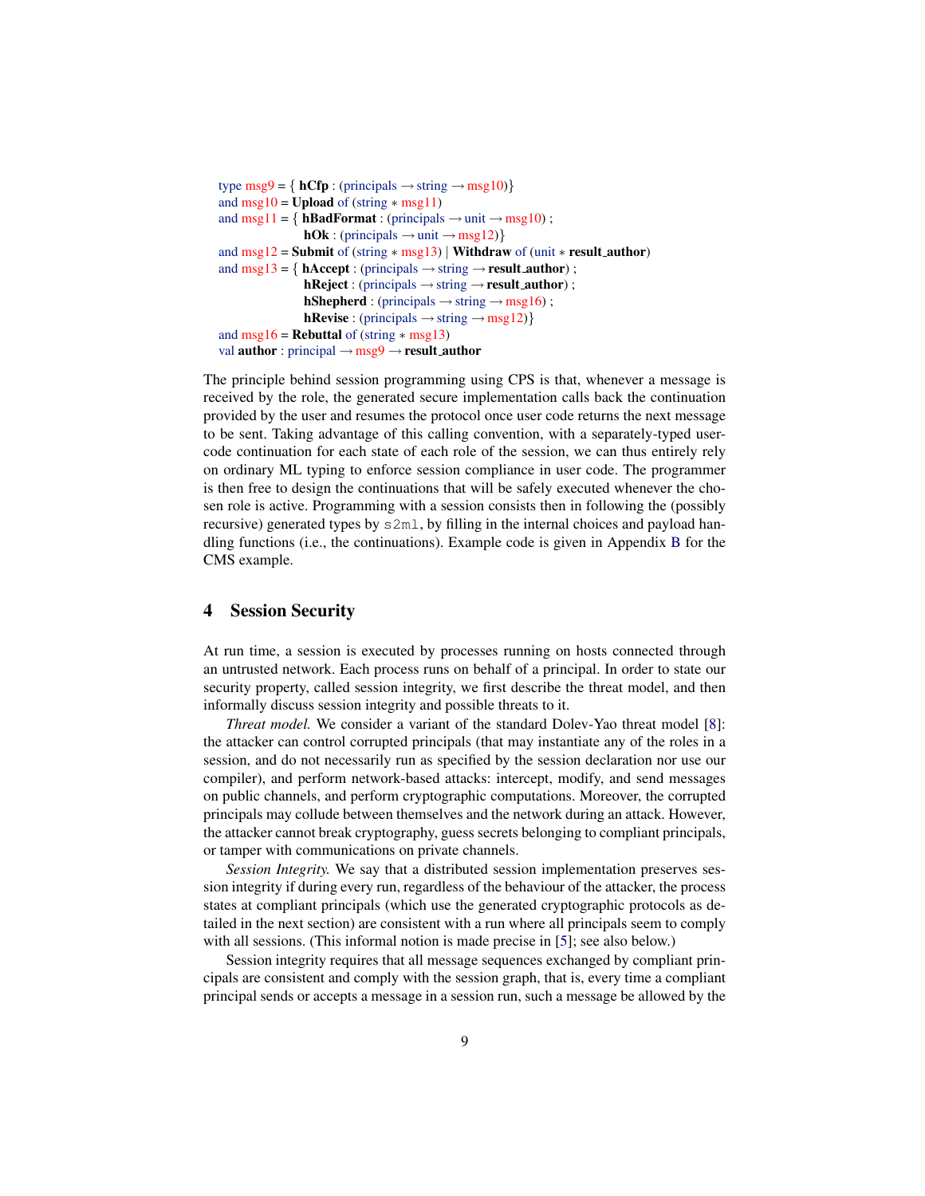```
type msg9 = { hCfp : (principals → string → msg10)}
and msg10 = Upload of (string ∗ msg11)
and msg11 = { hBadFormat : (principals → unit → msg10) ;
              hOk : (principals → unit → msg12)}
and msg12 = Submit of (string ∗ msg13) | Withdraw of (unit ∗ result_author)
and msg13 = { hAccept : (principals → string → result_author) ;
              hReject : (principals → string → result_author) ;
              hShepherd : (principals → string → msg16) ;
              hRevise : (principals → string → msg12)}
and msg16 = Rebuttal of (string ∗ msg13)
val author : principal → msg9 → result_author
```

The principle behind session programming using CPS is that, whenever a message is received by the role, the generated secure implementation calls back the continuation provided by the user and resumes the protocol once user code returns the next message to be sent. Taking advantage of this calling convention, with a separately-typed user-code continuation for each state of each role of the session, we can thus entirely rely on ordinary ML typing to enforce session compliance in user code. The programmer is then free to design the continuations that will be safely executed whenever the chosen role is active. Programming with a session consists then in following the (possibly recursive) generated types by `s2ml`, by filling in the internal choices and payload handling functions (i.e., the continuations). Example code is given in Appendix B for the CMS example.

## 4 Session Security

At run time, a session is executed by processes running on hosts connected through an untrusted network. Each process runs on behalf of a principal. In order to state our security property, called session integrity, we first describe the threat model, and then informally discuss session integrity and possible threats to it.

*Threat model.* We consider a variant of the standard Dolev-Yao threat model [8]: the attacker can control corrupted principals (that may instantiate any of the roles in a session, and do not necessarily run as specified by the session declaration nor use our compiler), and perform network-based attacks: intercept, modify, and send messages on public channels, and perform cryptographic computations. Moreover, the corrupted principals may collude between themselves and the network during an attack. However, the attacker cannot break cryptography, guess secrets belonging to compliant principals, or tamper with communications on private channels.

*Session Integrity.* We say that a distributed session implementation preserves session integrity if during every run, regardless of the behaviour of the attacker, the process states at compliant principals (which use the generated cryptographic protocols as detailed in the next section) are consistent with a run where all principals seem to comply with all sessions. (This informal notion is made precise in [5]; see also below.)

Session integrity requires that all message sequences exchanged by compliant principals are consistent and comply with the session graph, that is, every time a compliant principal sends or accepts a message in a session run, such a message be allowed by the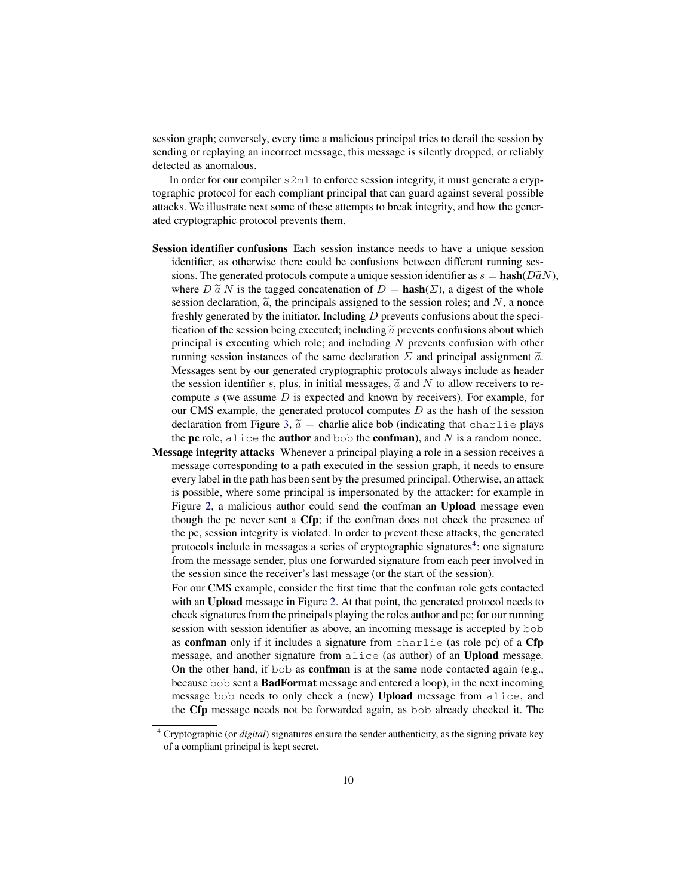session graph; conversely, every time a malicious principal tries to derail the session by sending or replaying an incorrect message, this message is silently dropped, or reliably detected as anomalous.

In order for our compiler `s2ml` to enforce session integrity, it must generate a cryptographic protocol for each compliant principal that can guard against several possible attacks. We illustrate next some of these attempts to break integrity, and how the generated cryptographic protocol prevents them.

**Session identifier confusions** Each session instance needs to have a unique session identifier, as otherwise there could be confusions between different running sessions. The generated protocols compute a unique session identifier as $s = \mathbf{hash}(D\widetilde{a}N)$, where $D\,\widetilde{a}\,N$ is the tagged concatenation of $D = \mathbf{hash}(\Sigma)$, a digest of the whole session declaration, $\widetilde{a}$, the principals assigned to the session roles; and $N$, a nonce freshly generated by the initiator. Including $D$ prevents confusions about the specification of the session being executed; including $\widetilde{a}$ prevents confusions about which principal is executing which role; and including $N$ prevents confusion with other running session instances of the same declaration $\Sigma$ and principal assignment $\widetilde{a}$. Messages sent by our generated cryptographic protocols always include as header the session identifier $s$, plus, in initial messages, $\widetilde{a}$ and $N$ to allow receivers to recompute $s$ (we assume $D$ is expected and known by receivers). For example, for our CMS example, the generated protocol computes $D$ as the hash of the session declaration from Figure 3, $\widetilde{a}$ = charlie alice bob (indicating that `charlie` plays the **pc** role, `alice` the **author** and `bob` the **confman**), and $N$ is a random nonce.

**Message integrity attacks** Whenever a principal playing a role in a session receives a message corresponding to a path executed in the session graph, it needs to ensure every label in the path has been sent by the presumed principal. Otherwise, an attack is possible, where some principal is impersonated by the attacker: for example in Figure 2, a malicious author could send the confman an **Upload** message even though the pc never sent a **Cfp**; if the confman does not check the presence of the pc, session integrity is violated. In order to prevent these attacks, the generated protocols include in messages a series of cryptographic signatures[4]: one signature from the message sender, plus one forwarded signature from each peer involved in the session since the receiver's last message (or the start of the session).

For our CMS example, consider the first time that the confman role gets contacted with an **Upload** message in Figure 2. At that point, the generated protocol needs to check signatures from the principals playing the roles author and pc; for our running session with session identifier as above, an incoming message is accepted by `bob` as **confman** only if it includes a signature from `charlie` (as role **pc**) of a **Cfp** message, and another signature from `alice` (as author) of an **Upload** message. On the other hand, if `bob` as **confman** is at the same node contacted again (e.g., because `bob` sent a **BadFormat** message and entered a loop), in the next incoming message `bob` needs to only check a (new) **Upload** message from `alice`, and the **Cfp** message needs not be forwarded again, as `bob` already checked it. The

[4] Cryptographic (or *digital*) signatures ensure the sender authenticity, as the signing private key of a compliant principal is kept secret.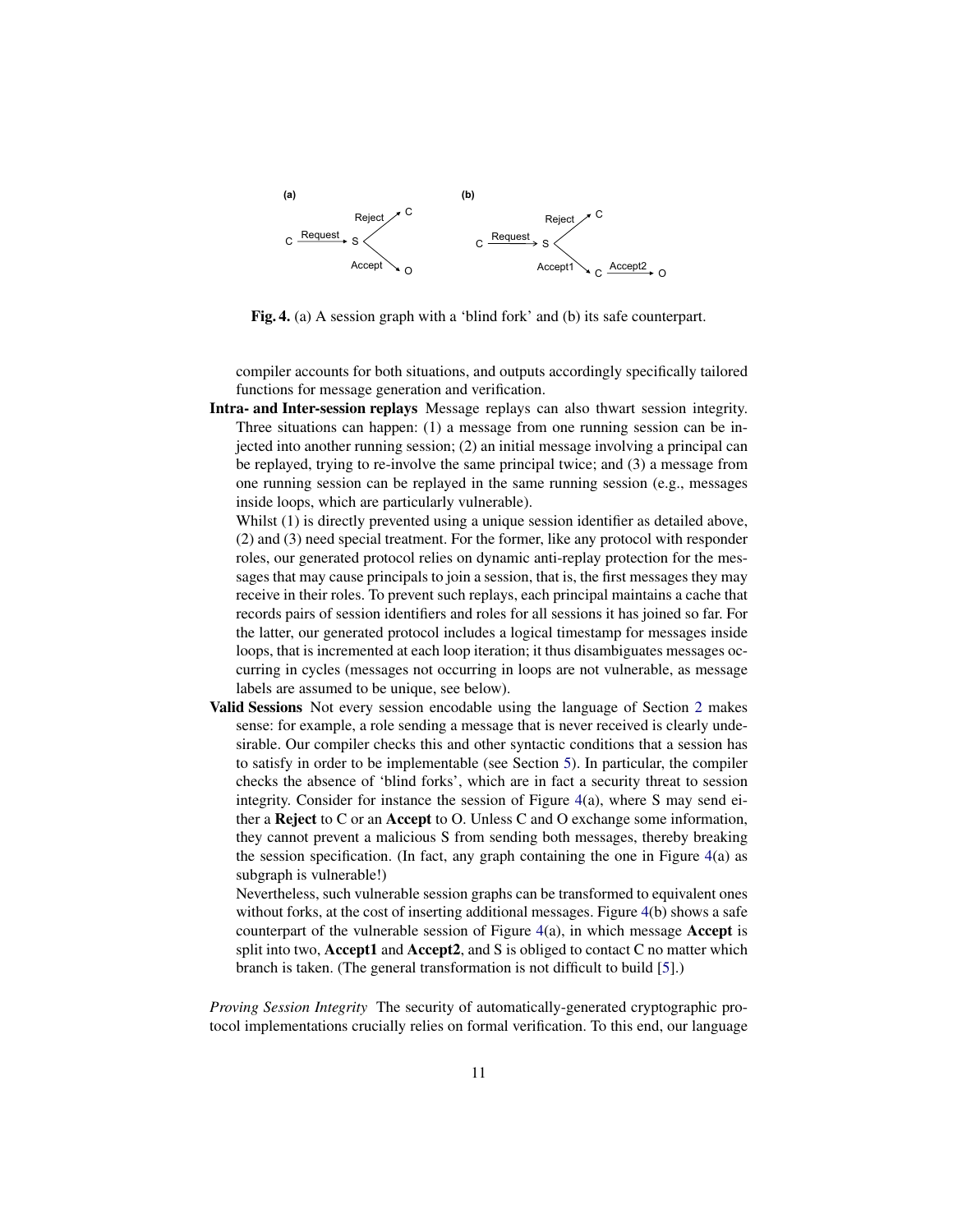Fig. 4. (a) A session graph with a 'blind fork' and (b) its safe counterpart.

compiler accounts for both situations, and outputs accordingly specifically tailored functions for message generation and verification.

**Intra- and Inter-session replays** Message replays can also thwart session integrity. Three situations can happen: (1) a message from one running session can be injected into another running session; (2) an initial message involving a principal can be replayed, trying to re-involve the same principal twice; and (3) a message from one running session can be replayed in the same running session (e.g., messages inside loops, which are particularly vulnerable).

Whilst (1) is directly prevented using a unique session identifier as detailed above, (2) and (3) need special treatment. For the former, like any protocol with responder roles, our generated protocol relies on dynamic anti-replay protection for the messages that may cause principals to join a session, that is, the first messages they may receive in their roles. To prevent such replays, each principal maintains a cache that records pairs of session identifiers and roles for all sessions it has joined so far. For the latter, our generated protocol includes a logical timestamp for messages inside loops, that is incremented at each loop iteration; it thus disambiguates messages occurring in cycles (messages not occurring in loops are not vulnerable, as message labels are assumed to be unique, see below).

**Valid Sessions** Not every session encodable using the language of Section 2 makes sense: for example, a role sending a message that is never received is clearly undesirable. Our compiler checks this and other syntactic conditions that a session has to satisfy in order to be implementable (see Section 5). In particular, the compiler checks the absence of 'blind forks', which are in fact a security threat to session integrity. Consider for instance the session of Figure 4(a), where S may send either a **Reject** to C or an **Accept** to O. Unless C and O exchange some information, they cannot prevent a malicious S from sending both messages, thereby breaking the session specification. (In fact, any graph containing the one in Figure 4(a) as subgraph is vulnerable!)

Nevertheless, such vulnerable session graphs can be transformed to equivalent ones without forks, at the cost of inserting additional messages. Figure 4(b) shows a safe counterpart of the vulnerable session of Figure 4(a), in which message **Accept** is split into two, **Accept1** and **Accept2**, and S is obliged to contact C no matter which branch is taken. (The general transformation is not difficult to build [5].)

*Proving Session Integrity* The security of automatically-generated cryptographic protocol implementations crucially relies on formal verification. To this end, our language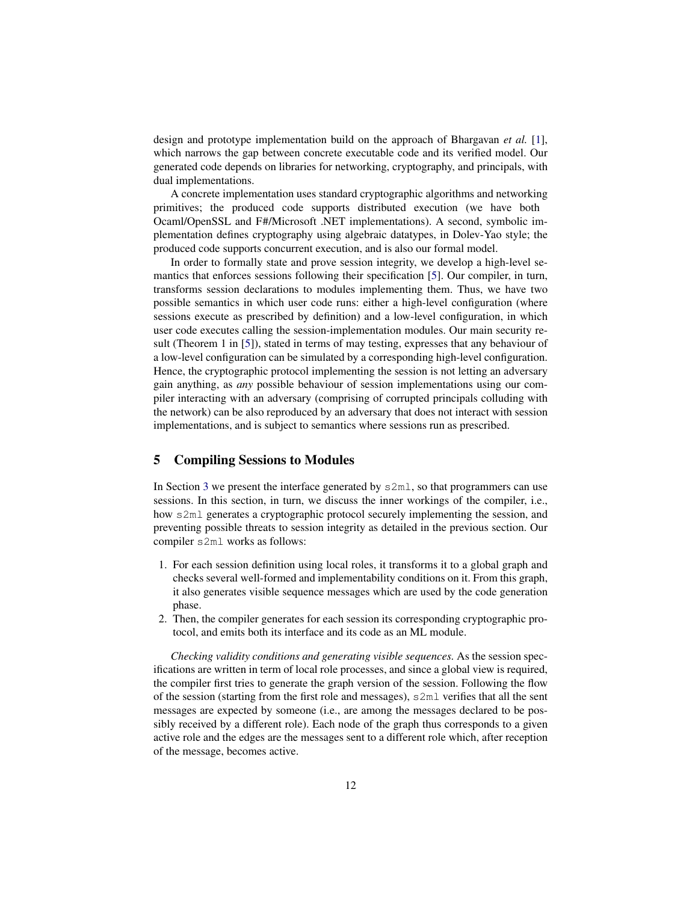design and prototype implementation build on the approach of Bhargavan *et al.* [1], which narrows the gap between concrete executable code and its verified model. Our generated code depends on libraries for networking, cryptography, and principals, with dual implementations.

A concrete implementation uses standard cryptographic algorithms and networking primitives; the produced code supports distributed execution (we have both Ocaml/OpenSSL and F#/Microsoft .NET implementations). A second, symbolic implementation defines cryptography using algebraic datatypes, in Dolev-Yao style; the produced code supports concurrent execution, and is also our formal model.

In order to formally state and prove session integrity, we develop a high-level semantics that enforces sessions following their specification [5]. Our compiler, in turn, transforms session declarations to modules implementing them. Thus, we have two possible semantics in which user code runs: either a high-level configuration (where sessions execute as prescribed by definition) and a low-level configuration, in which user code executes calling the session-implementation modules. Our main security result (Theorem 1 in [5]), stated in terms of may testing, expresses that any behaviour of a low-level configuration can be simulated by a corresponding high-level configuration. Hence, the cryptographic protocol implementing the session is not letting an adversary gain anything, as *any* possible behaviour of session implementations using our compiler interacting with an adversary (comprising of corrupted principals colluding with the network) can be also reproduced by an adversary that does not interact with session implementations, and is subject to semantics where sessions run as prescribed.

## 5 Compiling Sessions to Modules

In Section 3 we present the interface generated by `s2ml`, so that programmers can use sessions. In this section, in turn, we discuss the inner workings of the compiler, i.e., how `s2ml` generates a cryptographic protocol securely implementing the session, and preventing possible threats to session integrity as detailed in the previous section. Our compiler `s2ml` works as follows:

1. For each session definition using local roles, it transforms it to a global graph and checks several well-formed and implementability conditions on it. From this graph, it also generates visible sequence messages which are used by the code generation phase.
2. Then, the compiler generates for each session its corresponding cryptographic protocol, and emits both its interface and its code as an ML module.

*Checking validity conditions and generating visible sequences.* As the session specifications are written in term of local role processes, and since a global view is required, the compiler first tries to generate the graph version of the session. Following the flow of the session (starting from the first role and messages), `s2ml` verifies that all the sent messages are expected by someone (i.e., are among the messages declared to be possibly received by a different role). Each node of the graph thus corresponds to a given active role and the edges are the messages sent to a different role which, after reception of the message, becomes active.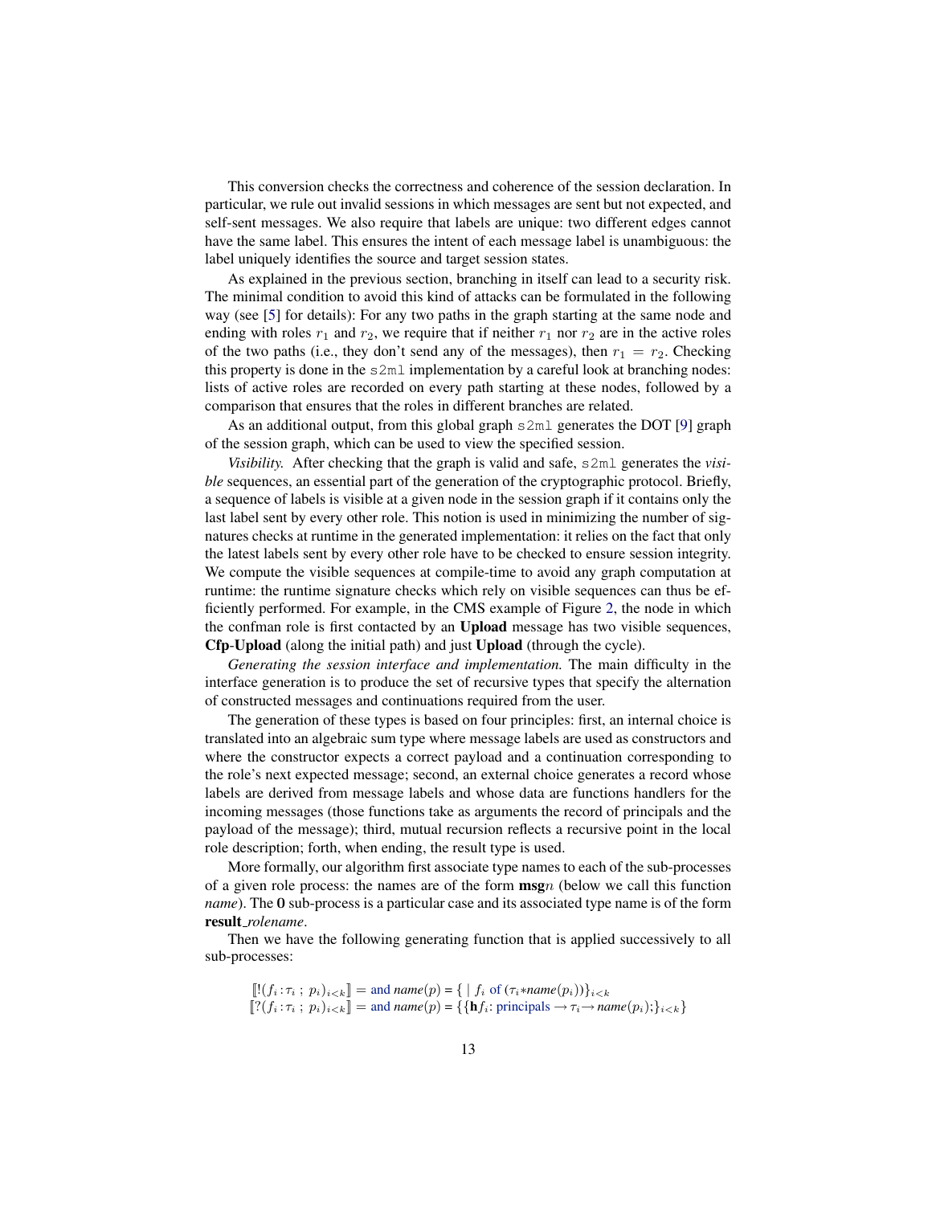This conversion checks the correctness and coherence of the session declaration. In particular, we rule out invalid sessions in which messages are sent but not expected, and self-sent messages. We also require that labels are unique: two different edges cannot have the same label. This ensures the intent of each message label is unambiguous: the label uniquely identifies the source and target session states.

As explained in the previous section, branching in itself can lead to a security risk. The minimal condition to avoid this kind of attacks can be formulated in the following way (see [5] for details): For any two paths in the graph starting at the same node and ending with roles $r_1$ and $r_2$, we require that if neither $r_1$ nor $r_2$ are in the active roles of the two paths (i.e., they don't send any of the messages), then $r_1 = r_2$. Checking this property is done in the `s2ml` implementation by a careful look at branching nodes: lists of active roles are recorded on every path starting at these nodes, followed by a comparison that ensures that the roles in different branches are related.

As an additional output, from this global graph `s2ml` generates the DOT [9] graph of the session graph, which can be used to view the specified session.

*Visibility.* After checking that the graph is valid and safe, `s2ml` generates the *visible* sequences, an essential part of the generation of the cryptographic protocol. Briefly, a sequence of labels is visible at a given node in the session graph if it contains only the last label sent by every other role. This notion is used in minimizing the number of signatures checks at runtime in the generated implementation: it relies on the fact that only the latest labels sent by every other role have to be checked to ensure session integrity. We compute the visible sequences at compile-time to avoid any graph computation at runtime: the runtime signature checks which rely on visible sequences can thus be efficiently performed. For example, in the CMS example of Figure 2, the node in which the confman role is first contacted by an **Upload** message has two visible sequences, **Cfp**-**Upload** (along the initial path) and just **Upload** (through the cycle).

*Generating the session interface and implementation.* The main difficulty in the interface generation is to produce the set of recursive types that specify the alternation of constructed messages and continuations required from the user.

The generation of these types is based on four principles: first, an internal choice is translated into an algebraic sum type where message labels are used as constructors and where the constructor expects a correct payload and a continuation corresponding to the role's next expected message; second, an external choice generates a record whose labels are derived from message labels and whose data are functions handlers for the incoming messages (those functions take as arguments the record of principals and the payload of the message); third, mutual recursion reflects a recursive point in the local role description; forth, when ending, the result type is used.

More formally, our algorithm first associate type names to each of the sub-processes of a given role process: the names are of the form **msg**$n$ (below we call this function *name*). The **0** sub-process is a particular case and its associated type name is of the form **result**\_*rolename*.

Then we have the following generating function that is applied successively to all sub-processes:

$$[\![ !(f_i : \tau_i \; ; \; p_i)_{i<k} ]\!] = \text{and } \mathit{name}(p) = \{ \mid f_i \text{ of } (\tau_i {*} \mathit{name}(p_i)) \}_{i<k}$$
$$[\![ ?(f_i : \tau_i \; ; \; p_i)_{i<k} ]\!] = \text{and } \mathit{name}(p) = \{ \{ \mathbf{h} f_i \colon \text{principals} \rightarrow \tau_i \rightarrow \mathit{name}(p_i); \}_{i<k} \}$$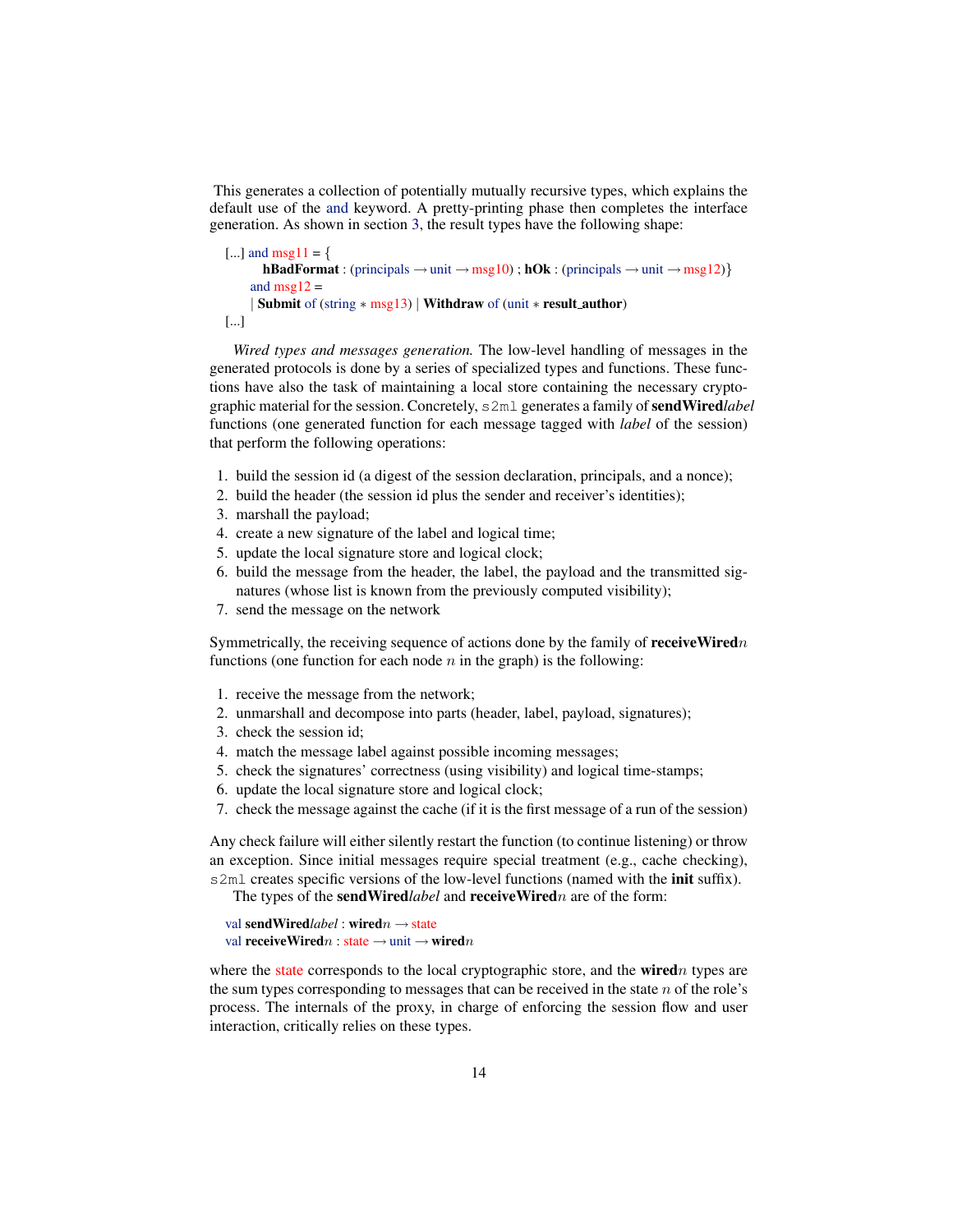This generates a collection of potentially mutually recursive types, which explains the default use of the and keyword. A pretty-printing phase then completes the interface generation. As shown in section 3, the result types have the following shape:

```
[...] and msg11 = {
        hBadFormat : (principals → unit → msg10) ; hOk : (principals → unit → msg12)}
    and msg12 =
    | Submit of (string ∗ msg13) | Withdraw of (unit ∗ result_author)
[...]
```

*Wired types and messages generation.* The low-level handling of messages in the generated protocols is done by a series of specialized types and functions. These functions have also the task of maintaining a local store containing the necessary cryptographic material for the session. Concretely, `s2ml` generates a family of **sendWired***label* functions (one generated function for each message tagged with *label* of the session) that perform the following operations:

1. build the session id (a digest of the session declaration, principals, and a nonce);
2. build the header (the session id plus the sender and receiver's identities);
3. marshall the payload;
4. create a new signature of the label and logical time;
5. update the local signature store and logical clock;
6. build the message from the header, the label, the payload and the transmitted signatures (whose list is known from the previously computed visibility);
7. send the message on the network

Symmetrically, the receiving sequence of actions done by the family of **receiveWired**$n$ functions (one function for each node $n$ in the graph) is the following:

1. receive the message from the network;
2. unmarshall and decompose into parts (header, label, payload, signatures);
3. check the session id;
4. match the message label against possible incoming messages;
5. check the signatures' correctness (using visibility) and logical time-stamps;
6. update the local signature store and logical clock;
7. check the message against the cache (if it is the first message of a run of the session)

Any check failure will either silently restart the function (to continue listening) or throw an exception. Since initial messages require special treatment (e.g., cache checking), `s2ml` creates specific versions of the low-level functions (named with the **init** suffix).

The types of the **sendWired***label* and **receiveWired**$n$ are of the form:

```
val sendWiredlabel : wiredn → state
val receiveWiredn : state → unit → wiredn
```

where the state corresponds to the local cryptographic store, and the **wired**$n$ types are the sum types corresponding to messages that can be received in the state $n$ of the role's process. The internals of the proxy, in charge of enforcing the session flow and user interaction, critically relies on these types.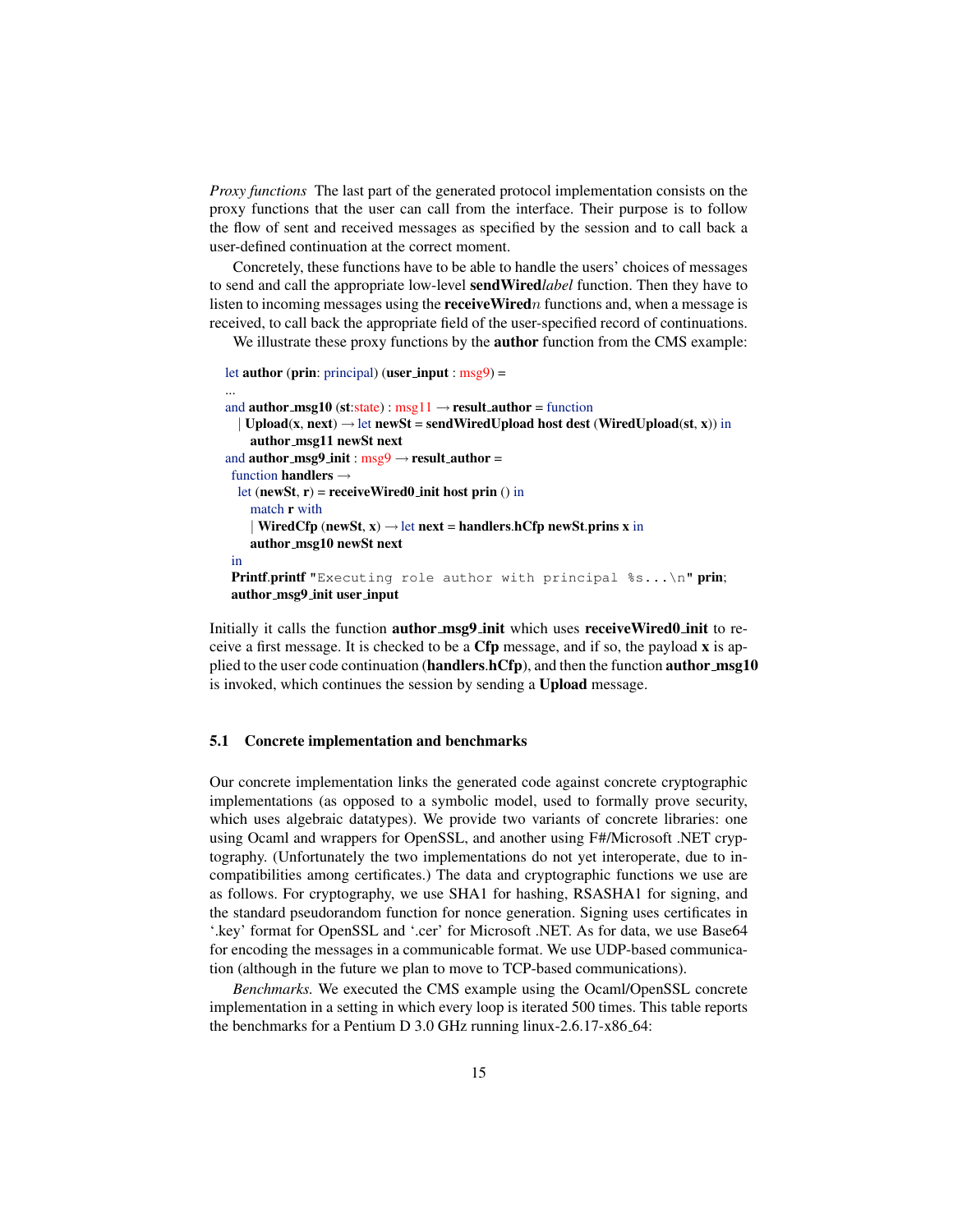*Proxy functions* The last part of the generated protocol implementation consists on the proxy functions that the user can call from the interface. Their purpose is to follow the flow of sent and received messages as specified by the session and to call back a user-defined continuation at the correct moment.

Concretely, these functions have to be able to handle the users' choices of messages to send and call the appropriate low-level **sendWired***label* function. Then they have to listen to incoming messages using the **receiveWired***n* functions and, when a message is received, to call back the appropriate field of the user-specified record of continuations.

We illustrate these proxy functions by the **author** function from the CMS example:

```
let author (prin: principal) (user_input : msg9) =
...
and author_msg10 (st:state) : msg11 → result_author = function
   | Upload(x, next) → let newSt = sendWiredUpload host dest (WiredUpload(st, x)) in
      author_msg11 newSt next
and author_msg9_init : msg9 → result_author =
 function handlers →
  let (newSt, r) = receiveWired0_init host prin () in
      match r with
      | WiredCfp (newSt, x) → let next = handlers.hCfp newSt.prins x in
      author_msg10 newSt next
 in
 Printf.printf "Executing role author with principal %s...\n" prin;
 author_msg9_init user_input
```

Initially it calls the function **author_msg9_init** which uses **receiveWired0_init** to receive a first message. It is checked to be a **Cfp** message, and if so, the payload **x** is applied to the user code continuation (**handlers**.**hCfp**), and then the function **author_msg10** is invoked, which continues the session by sending a **Upload** message.

## 5.1 Concrete implementation and benchmarks

Our concrete implementation links the generated code against concrete cryptographic implementations (as opposed to a symbolic model, used to formally prove security, which uses algebraic datatypes). We provide two variants of concrete libraries: one using Ocaml and wrappers for OpenSSL, and another using F#/Microsoft .NET cryptography. (Unfortunately the two implementations do not yet interoperate, due to incompatibilities among certificates.) The data and cryptographic functions we use are as follows. For cryptography, we use SHA1 for hashing, RSASHA1 for signing, and the standard pseudorandom function for nonce generation. Signing uses certificates in '.key' format for OpenSSL and '.cer' for Microsoft .NET. As for data, we use Base64 for encoding the messages in a communicable format. We use UDP-based communication (although in the future we plan to move to TCP-based communications).

*Benchmarks.* We executed the CMS example using the Ocaml/OpenSSL concrete implementation in a setting in which every loop is iterated 500 times. This table reports the benchmarks for a Pentium D 3.0 GHz running linux-2.6.17-x86_64: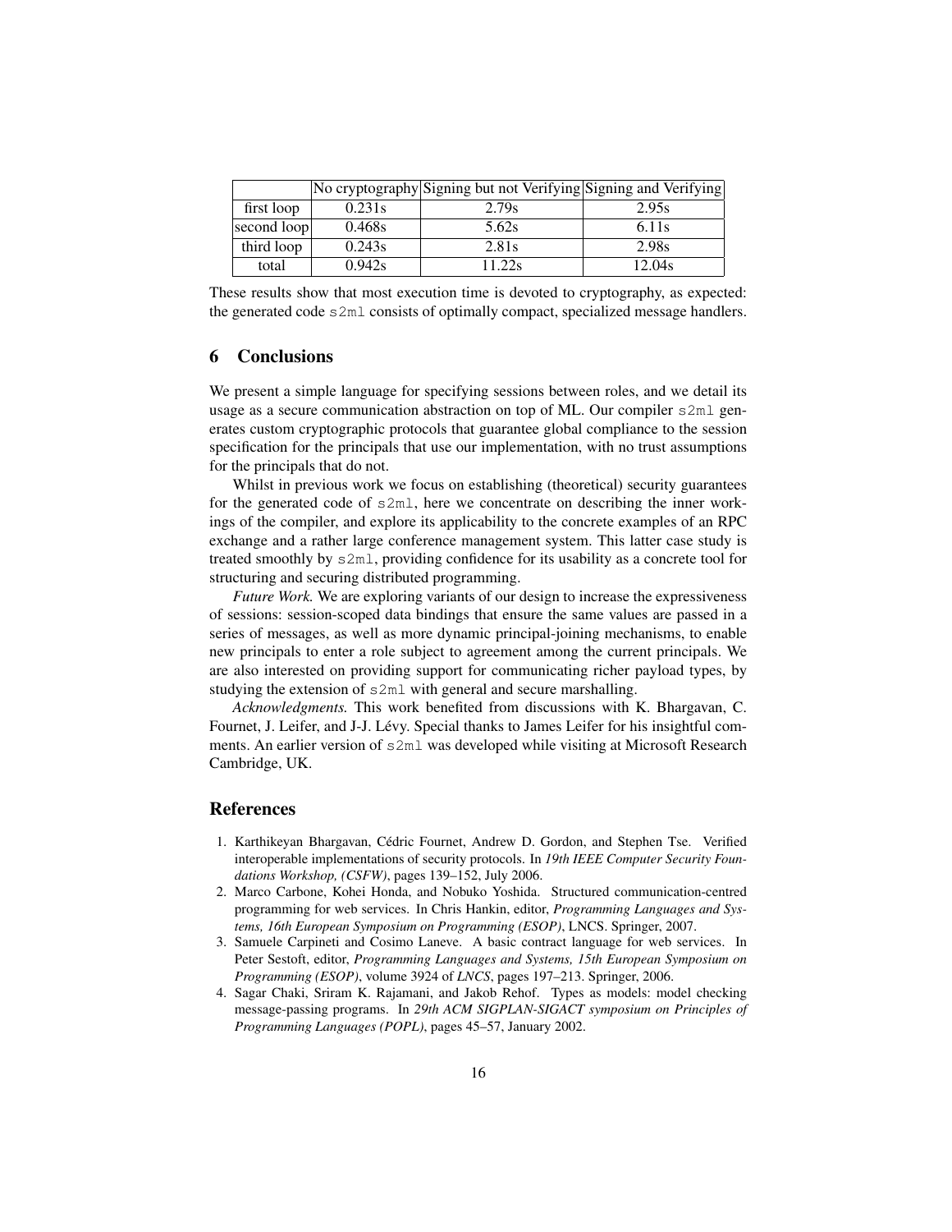| | No cryptography | Signing but not Verifying | Signing and Verifying |
|---|---|---|---|
| first loop | 0.231s | 2.79s | 2.95s |
| second loop | 0.468s | 5.62s | 6.11s |
| third loop | 0.243s | 2.81s | 2.98s |
| total | 0.942s | 11.22s | 12.04s |

These results show that most execution time is devoted to cryptography, as expected: the generated code `s2ml` consists of optimally compact, specialized message handlers.

## 6 Conclusions

We present a simple language for specifying sessions between roles, and we detail its usage as a secure communication abstraction on top of ML. Our compiler `s2ml` generates custom cryptographic protocols that guarantee global compliance to the session specification for the principals that use our implementation, with no trust assumptions for the principals that do not.

Whilst in previous work we focus on establishing (theoretical) security guarantees for the generated code of `s2ml`, here we concentrate on describing the inner workings of the compiler, and explore its applicability to the concrete examples of an RPC exchange and a rather large conference management system. This latter case study is treated smoothly by `s2ml`, providing confidence for its usability as a concrete tool for structuring and securing distributed programming.

*Future Work.* We are exploring variants of our design to increase the expressiveness of sessions: session-scoped data bindings that ensure the same values are passed in a series of messages, as well as more dynamic principal-joining mechanisms, to enable new principals to enter a role subject to agreement among the current principals. We are also interested on providing support for communicating richer payload types, by studying the extension of `s2ml` with general and secure marshalling.

*Acknowledgments.* This work benefited from discussions with K. Bhargavan, C. Fournet, J. Leifer, and J-J. Lévy. Special thanks to James Leifer for his insightful comments. An earlier version of `s2ml` was developed while visiting at Microsoft Research Cambridge, UK.

## References

1. Karthikeyan Bhargavan, Cédric Fournet, Andrew D. Gordon, and Stephen Tse. Verified interoperable implementations of security protocols. In *19th IEEE Computer Security Foundations Workshop, (CSFW)*, pages 139–152, July 2006.
2. Marco Carbone, Kohei Honda, and Nobuko Yoshida. Structured communication-centred programming for web services. In Chris Hankin, editor, *Programming Languages and Systems, 16th European Symposium on Programming (ESOP)*, LNCS. Springer, 2007.
3. Samuele Carpineti and Cosimo Laneve. A basic contract language for web services. In Peter Sestoft, editor, *Programming Languages and Systems, 15th European Symposium on Programming (ESOP)*, volume 3924 of *LNCS*, pages 197–213. Springer, 2006.
4. Sagar Chaki, Sriram K. Rajamani, and Jakob Rehof. Types as models: model checking message-passing programs. In *29th ACM SIGPLAN-SIGACT symposium on Principles of Programming Languages (POPL)*, pages 45–57, January 2002.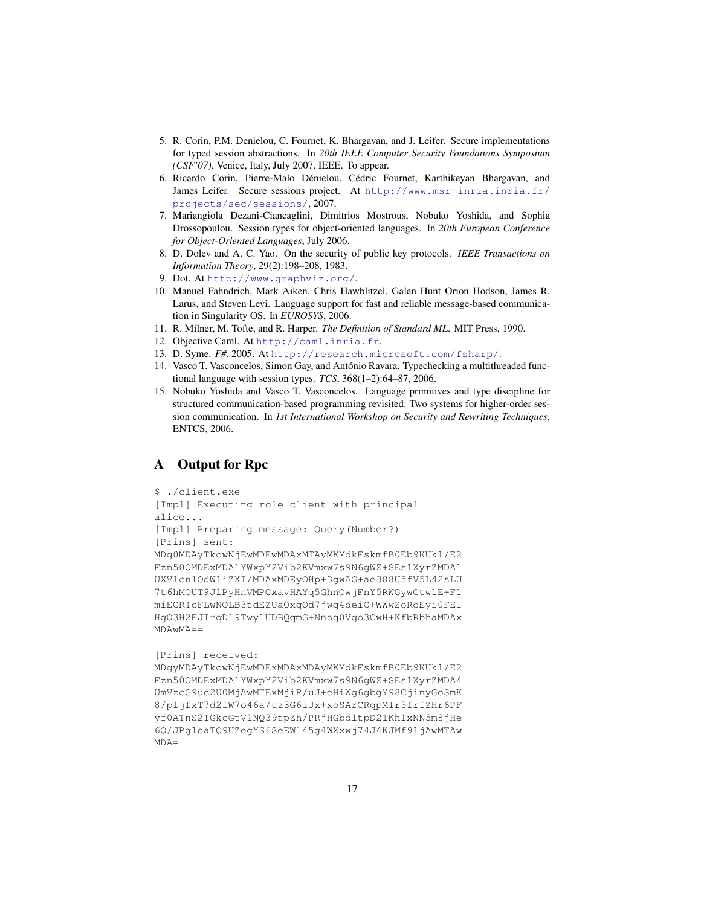5. R. Corin, P.M. Denielou, C. Fournet, K. Bhargavan, and J. Leifer. Secure implementations for typed session abstractions. In *20th IEEE Computer Security Foundations Symposium (CSF'07)*, Venice, Italy, July 2007. IEEE. To appear.
6. Ricardo Corin, Pierre-Malo Déniélou, Cédric Fournet, Karthikeyan Bhargavan, and James Leifer. Secure sessions project. At http://www.msr-inria.inria.fr/projects/sec/sessions/, 2007.
7. Mariangiola Dezani-Ciancaglini, Dimitrios Mostrous, Nobuko Yoshida, and Sophia Drossopoulou. Session types for object-oriented languages. In *20th European Conference for Object-Oriented Languages*, July 2006.
8. D. Dolev and A. C. Yao. On the security of public key protocols. *IEEE Transactions on Information Theory*, 29(2):198–208, 1983.
9. Dot. At http://www.graphviz.org/.
10. Manuel Fahndrich, Mark Aiken, Chris Hawblitzel, Galen Hunt Orion Hodson, James R. Larus, and Steven Levi. Language support for fast and reliable message-based communication in Singularity OS. In *EUROSYS*, 2006.
11. R. Milner, M. Tofte, and R. Harper. *The Definition of Standard ML*. MIT Press, 1990.
12. Objective Caml. At http://caml.inria.fr.
13. D. Syme. *F#*, 2005. At http://research.microsoft.com/fsharp/.
14. Vasco T. Vasconcelos, Simon Gay, and António Ravara. Typechecking a multithreaded functional language with session types. *TCS*, 368(1–2):64–87, 2006.
15. Nobuko Yoshida and Vasco T. Vasconcelos. Language primitives and type discipline for structured communication-based programming revisited: Two systems for higher-order session communication. In *1st International Workshop on Security and Rewriting Techniques*, ENTCS, 2006.

## A Output for Rpc

```
$ ./client.exe
[Impl] Executing role client with principal
alice...
[Impl] Preparing message: Query(Number?)
[Prins] sent:
MDg0MDAyTkowNjEwMDEwMDAxMTAyMKMdkFskmfB0Eb9KUk1/E2
Fzn50OMDExMDA1YWxpY2Vib2KVmxw7s9N6gWZ+SEs1XyrZMDA1
UXVlcnlOdW1iZXI/MDAxMDEyOHp+3gwAG+ae388U5fV5L42sLU
7t6hMOUT9JlPyHnVMPCxavHAYq5GhnOwjFnY5RWGywCtw1E+F1
miECRTcFLwNOLB3tdEZUaOxqOd7jwq4deiC+WWwZoRoEyi0FE1
HgO3H2FJIrqD19Twy1UDBQqmG+Nnoq0Vgo3CwH+KfbRbhaMDAx
MDAwMA==

[Prins] received:
MDgyMDAyTkowNjEwMDExMDAxMDAyMKMdkFskmfB0Eb9KUk1/E2
Fzn50OMDExMDA1YWxpY2Vib2KVmxw7s9N6gWZ+SEs1XyrZMDA4
UmVzcG9uc2U0MjAwMTExMjiP/uJ+eHiWg6gbgY98CjinyGoSmK
8/p1jfxT7d2lW7o46a/uz3G6iJx+xoSArCRqpMIr3frIZHr6PF
yf0ATnS2IGkcGtVlNQ39tpZh/PRjHGbdltpD21KhlxNN5m8jHe
6Q/JPgloaTQ9UZegYS6SeEWl45g4WXxwj74J4KJMf91jAwMTAw
MDA=
```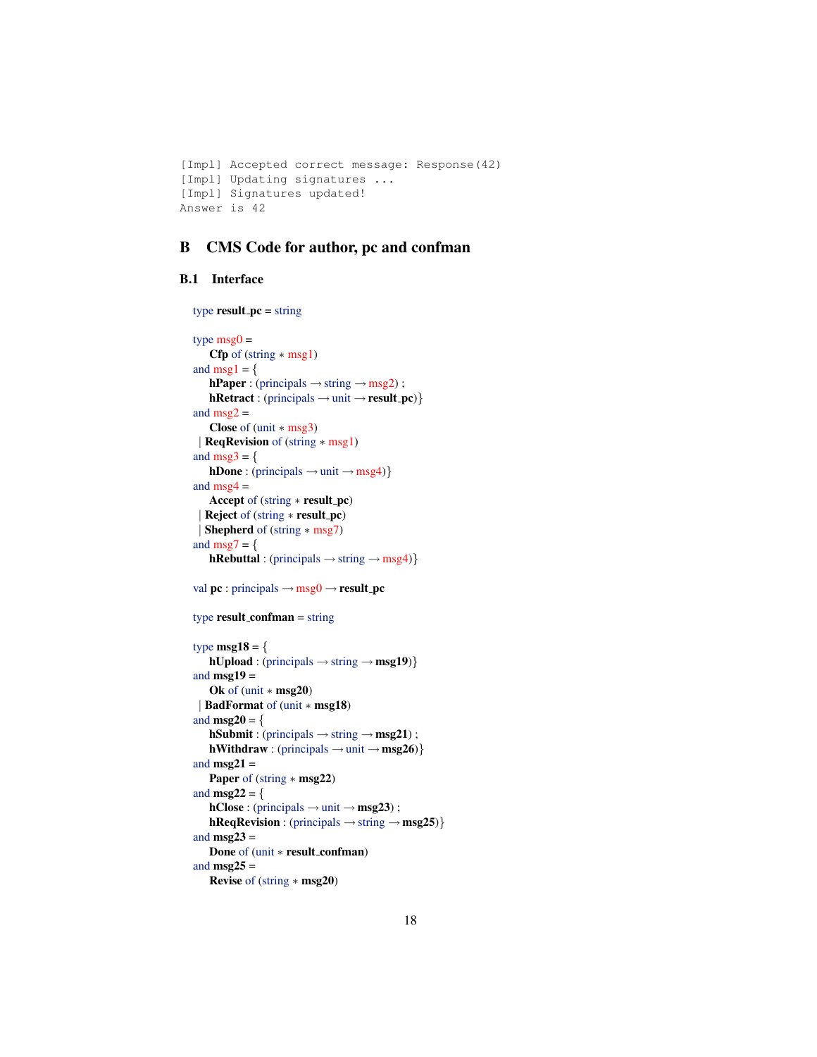```
[Impl] Accepted correct message: Response(42)
[Impl] Updating signatures ...
[Impl] Signatures updated!
Answer is 42
```

## B CMS Code for author, pc and confman

### B.1 Interface

```
type result_pc = string

type msg0 =
    Cfp of (string * msg1)
and msg1 = {
    hPaper : (principals → string → msg2) ;
    hRetract : (principals → unit → result_pc)}
and msg2 =
    Close of (unit * msg3)
  | ReqRevision of (string * msg1)
and msg3 = {
    hDone : (principals → unit → msg4)}
and msg4 =
    Accept of (string * result_pc)
  | Reject of (string * result_pc)
  | Shepherd of (string * msg7)
and msg7 = {
    hRebuttal : (principals → string → msg4)}

val pc : principals → msg0 → result_pc

type result_confman = string

type msg18 = {
    hUpload : (principals → string → msg19)}
and msg19 =
    Ok of (unit * msg20)
  | BadFormat of (unit * msg18)
and msg20 = {
    hSubmit : (principals → string → msg21) ;
    hWithdraw : (principals → unit → msg26)}
and msg21 =
    Paper of (string * msg22)
and msg22 = {
    hClose : (principals → unit → msg23) ;
    hReqRevision : (principals → string → msg25)}
and msg23 =
    Done of (unit * result_confman)
and msg25 =
    Revise of (string * msg20)
```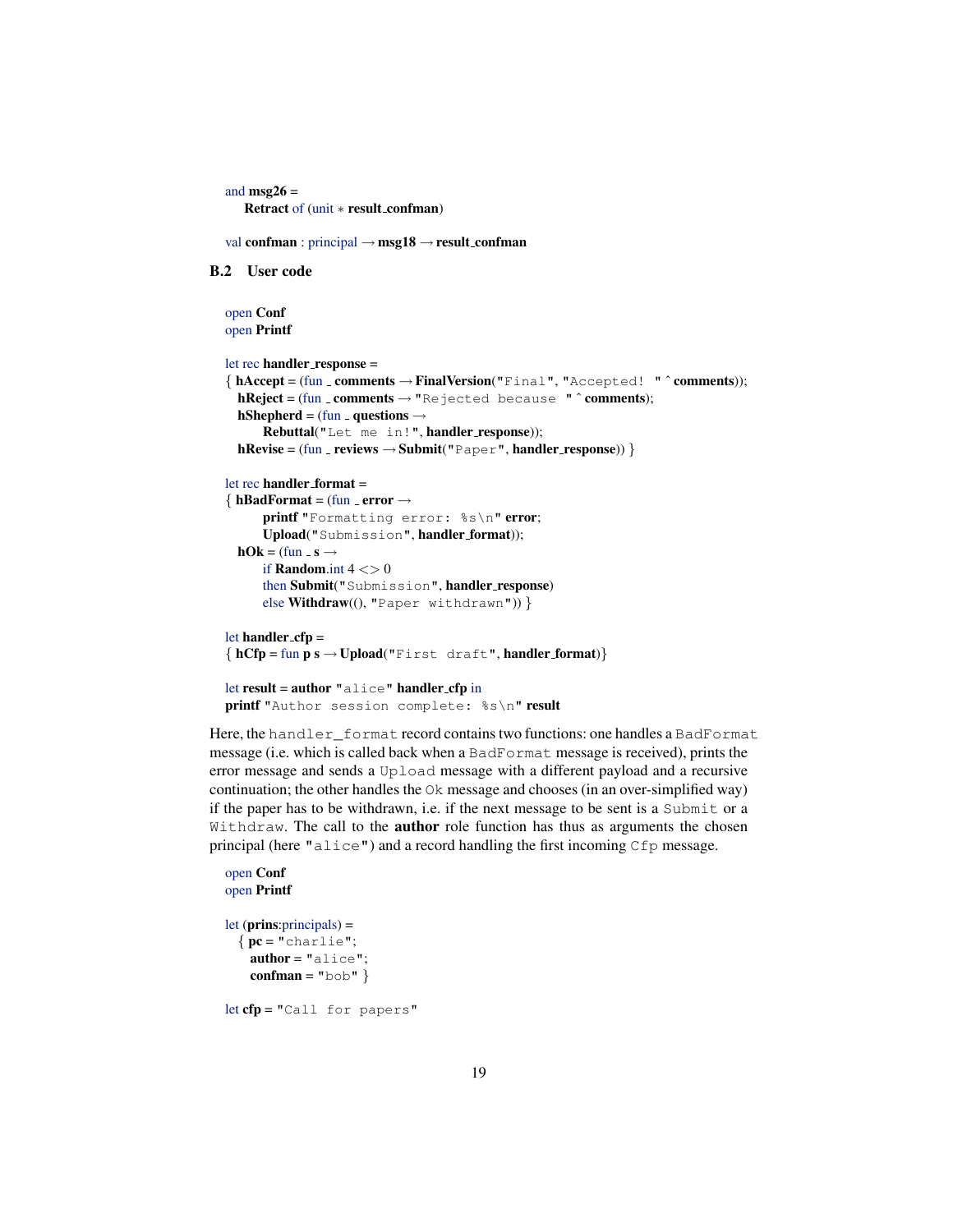```
and msg26 =
    Retract of (unit * result_confman)

val confman : principal → msg18 → result_confman
```

## B.2 User code

```
open Conf
open Printf

let rec handler_response =
{ hAccept = (fun _ comments → FinalVersion("Final", "Accepted! " ^ comments));
  hReject = (fun _ comments → "Rejected because " ^ comments);
  hShepherd = (fun _ questions →
        Rebuttal("Let me in!", handler_response));
  hRevise = (fun _ reviews → Submit("Paper", handler_response)) }

let rec handler_format =
{ hBadFormat = (fun _ error →
        printf "Formatting error: %s\n" error;
        Upload("Submission", handler_format));
  hOk = (fun _ s →
        if Random.int 4 <> 0
        then Submit("Submission", handler_response)
        else Withdraw((), "Paper withdrawn")) }

let handler_cfp =
{ hCfp = fun p s → Upload("First draft", handler_format)}

let result = author "alice" handler_cfp in
printf "Author session complete: %s\n" result
```

Here, the `handler_format` record contains two functions: one handles a `BadFormat` message (i.e. which is called back when a `BadFormat` message is received), prints the error message and sends a `Upload` message with a different payload and a recursive continuation; the other handles the `Ok` message and chooses (in an over-simplified way) if the paper has to be withdrawn, i.e. if the next message to be sent is a `Submit` or a `Withdraw`. The call to the **author** role function has thus as arguments the chosen principal (here `"alice"`) and a record handling the first incoming `Cfp` message.

```
open Conf
open Printf

let (prins:principals) =
  { pc = "charlie";
    author = "alice";
    confman = "bob" }

let cfp = "Call for papers"
```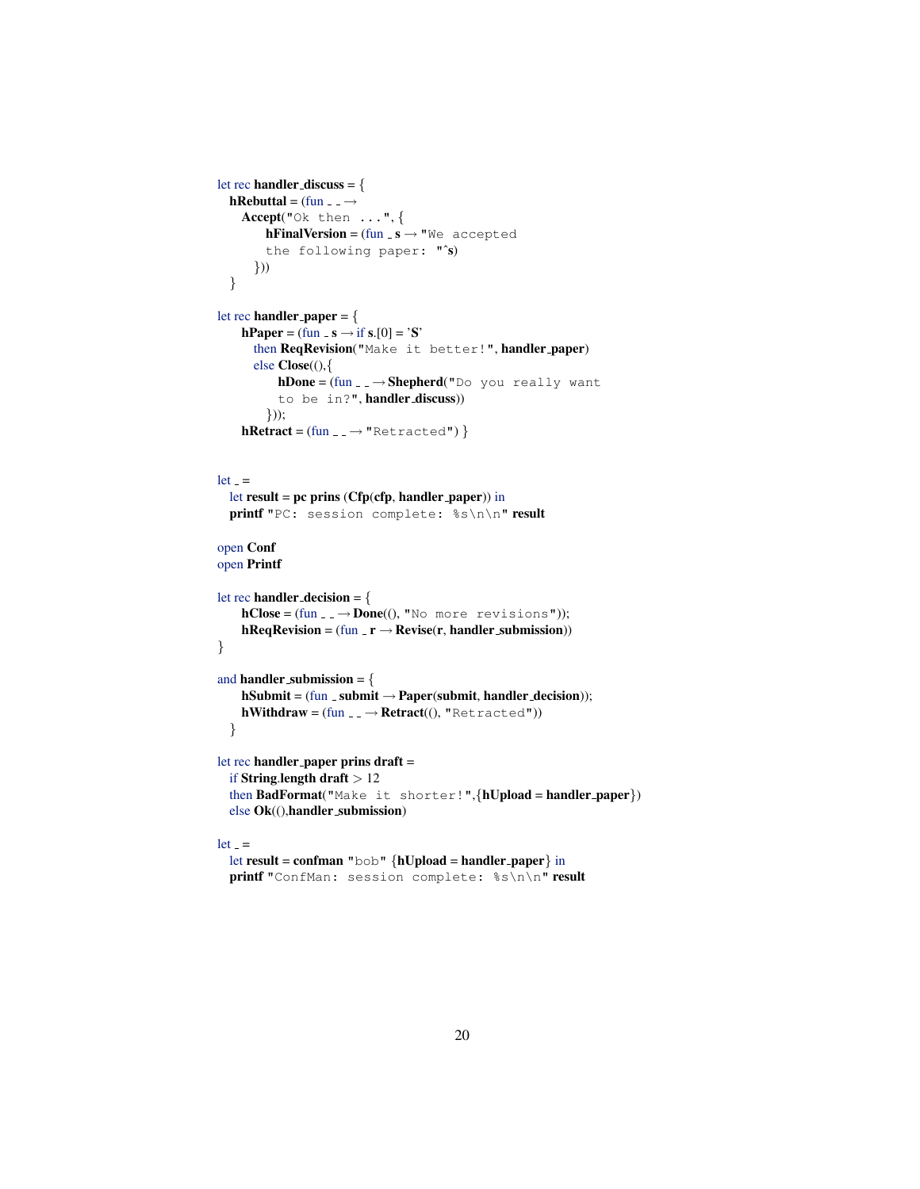```
let rec handler_discuss = {
  hRebuttal = (fun _ _ →
    Accept("Ok then ...", {
        hFinalVersion = (fun _ s → "We accepted
        the following paper: "^s)
      }))
  }

let rec handler_paper = {
    hPaper = (fun _ s → if s.[0] = 'S'
      then ReqRevision("Make it better!", handler_paper)
      else Close((),{
          hDone = (fun _ _ → Shepherd("Do you really want
          to be in?", handler_discuss))
        }));
    hRetract = (fun _ _ → "Retracted") }


let _ =
  let result = pc prins (Cfp(cfp, handler_paper)) in
  printf "PC: session complete: %s\n\n" result

open Conf
open Printf

let rec handler_decision = {
    hClose = (fun _ _ → Done((), "No more revisions"));
    hReqRevision = (fun _ r → Revise(r, handler_submission))
}

and handler_submission = {
    hSubmit = (fun _ submit → Paper(submit, handler_decision));
    hWithdraw = (fun _ _ → Retract((), "Retracted"))
  }

let rec handler_paper prins draft =
  if String.length draft > 12
  then BadFormat("Make it shorter!",{hUpload = handler_paper})
  else Ok((),handler_submission)

let _ =
  let result = confman "bob" {hUpload = handler_paper} in
  printf "ConfMan: session complete: %s\n\n" result
```